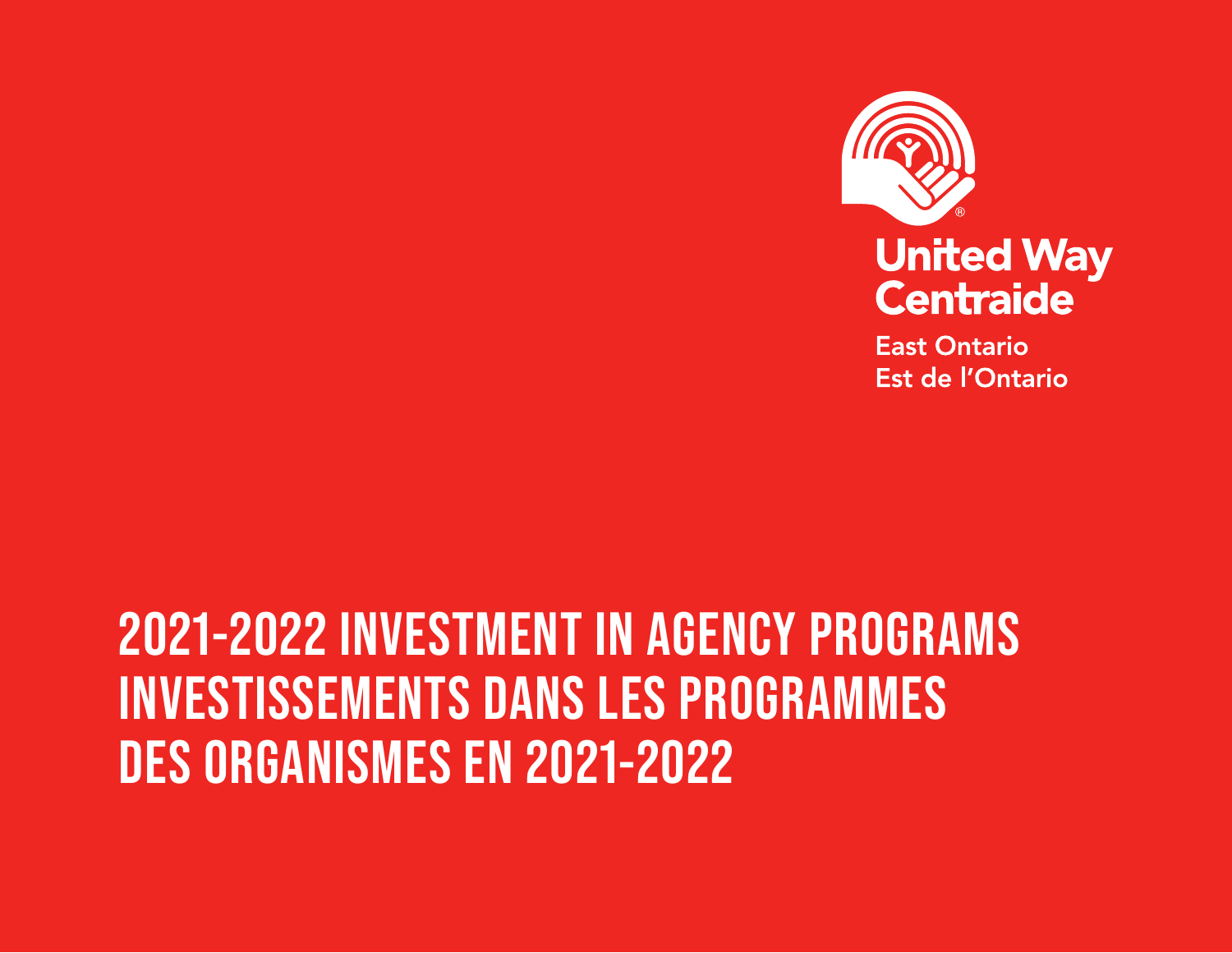United Way
Centraide

East Ontario
Est de l'Ontario

# 2021-2022 INVESTMENT IN AGENCY PROGRAMS
# INVESTISSEMENTS DANS LES PROGRAMMES DES ORGANISMES EN 2021-2022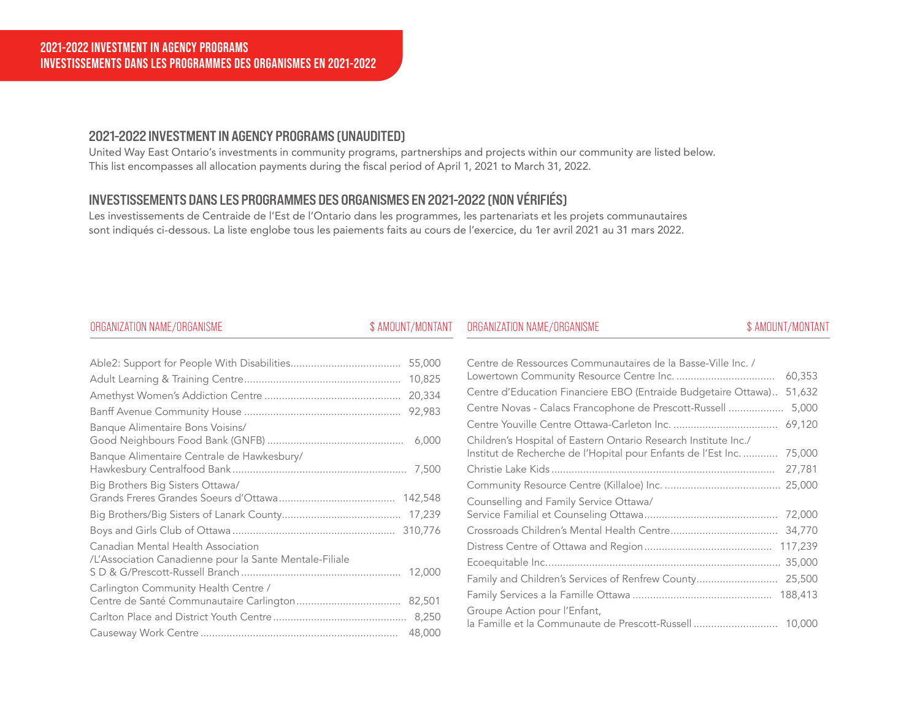## 2021-2022 INVESTMENT IN AGENCY PROGRAMS
## INVESTISSEMENTS DANS LES PROGRAMMES DES ORGANISMES EN 2021-2022

### 2021-2022 INVESTMENT IN AGENCY PROGRAMS (UNAUDITED)

United Way East Ontario's investments in community programs, partnerships and projects within our community are listed below. This list encompasses all allocation payments during the fiscal period of April 1, 2021 to March 31, 2022.

### INVESTISSEMENTS DANS LES PROGRAMMES DES ORGANISMES EN 2021-2022 (NON VÉRIFIÉS)

Les investissements de Centraide de l'Est de l'Ontario dans les programmes, les partenariats et les projets communautaires sont indiqués ci-dessous. La liste englobe tous les paiements faits au cours de l'exercice, du 1er avril 2021 au 31 mars 2022.

| ORGANIZATION NAME/ORGANISME | $ AMOUNT/MONTANT |
|---|---|
| Able2: Support for People With Disabilities | 55,000 |
| Adult Learning & Training Centre | 10,825 |
| Amethyst Women's Addiction Centre | 20,334 |
| Banff Avenue Community House | 92,983 |
| Banque Alimentaire Bons Voisins/ Good Neighbours Food Bank (GNFB) | 6,000 |
| Banque Alimentaire Centrale de Hawkesbury/ Hawkesbury Centralfood Bank | 7,500 |
| Big Brothers Big Sisters Ottawa/ Grands Freres Grandes Soeurs d'Ottawa | 142,548 |
| Big Brothers/Big Sisters of Lanark County | 17,239 |
| Boys and Girls Club of Ottawa | 310,776 |
| Canadian Mental Health Association /L'Association Canadienne pour la Sante Mentale-Filiale S D & G/Prescott-Russell Branch | 12,000 |
| Carlington Community Health Centre / Centre de Santé Communautaire Carlington | 82,501 |
| Carlton Place and District Youth Centre | 8,250 |
| Causeway Work Centre | 48,000 |
| Centre de Ressources Communautaires de la Basse-Ville Inc. / Lowertown Community Resource Centre Inc. | 60,353 |
| Centre d'Education Financiere EBO (Entraide Budgetaire Ottawa) | 51,632 |
| Centre Novas - Calacs Francophone de Prescott-Russell | 5,000 |
| Centre Youville Centre Ottawa-Carleton Inc. | 69,120 |
| Children's Hospital of Eastern Ontario Research Institute Inc./ Institut de Recherche de l'Hopital pour Enfants de l'Est Inc. | 75,000 |
| Christie Lake Kids | 27,781 |
| Community Resource Centre (Killaloe) Inc. | 25,000 |
| Counselling and Family Service Ottawa/ Service Familial et Counseling Ottawa | 72,000 |
| Crossroads Children's Mental Health Centre | 34,770 |
| Distress Centre of Ottawa and Region | 117,239 |
| Ecoequitable Inc. | 35,000 |
| Family and Children's Services of Renfrew County | 25,500 |
| Family Services a la Famille Ottawa | 188,413 |
| Groupe Action pour l'Enfant, la Famille et la Communaute de Prescott-Russell | 10,000 |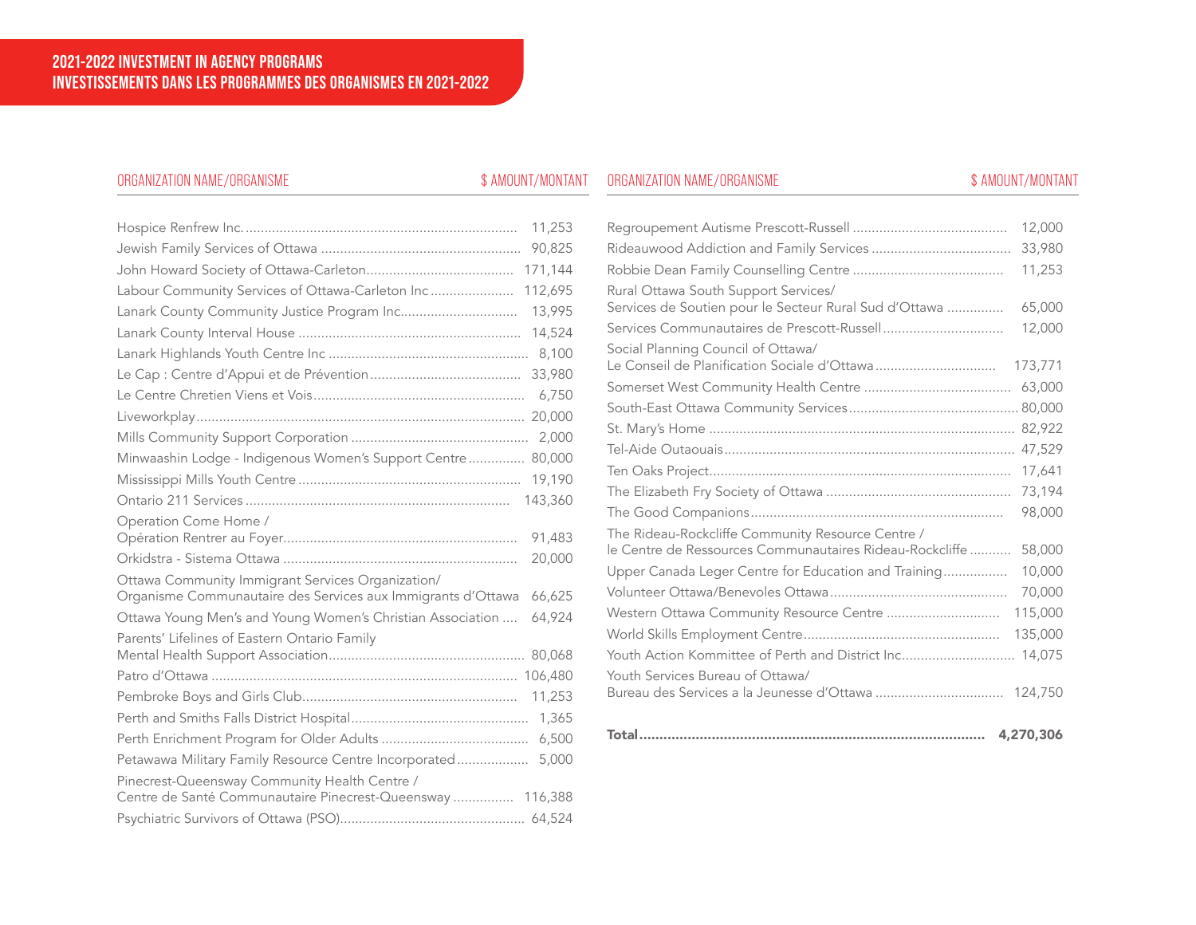## 2021-2022 INVESTMENT IN AGENCY PROGRAMS
## INVESTISSEMENTS DANS LES PROGRAMMES DES ORGANISMES EN 2021-2022

| ORGANIZATION NAME/ORGANISME | $ AMOUNT/MONTANT |
|---|---|
| Hospice Renfrew Inc. | 11,253 |
| Jewish Family Services of Ottawa | 90,825 |
| John Howard Society of Ottawa-Carleton | 171,144 |
| Labour Community Services of Ottawa-Carleton Inc | 112,695 |
| Lanark County Community Justice Program Inc. | 13,995 |
| Lanark County Interval House | 14,524 |
| Lanark Highlands Youth Centre Inc | 8,100 |
| Le Cap : Centre d'Appui et de Prévention | 33,980 |
| Le Centre Chretien Viens et Vois | 6,750 |
| Liveworkplay | 20,000 |
| Mills Community Support Corporation | 2,000 |
| Minwaashin Lodge - Indigenous Women's Support Centre | 80,000 |
| Mississippi Mills Youth Centre | 19,190 |
| Ontario 211 Services | 143,360 |
| Operation Come Home / Opération Rentrer au Foyer | 91,483 |
| Orkidstra - Sistema Ottawa | 20,000 |
| Ottawa Community Immigrant Services Organization/ Organisme Communautaire des Services aux Immigrants d'Ottawa | 66,625 |
| Ottawa Young Men's and Young Women's Christian Association | 64,924 |
| Parents' Lifelines of Eastern Ontario Family Mental Health Support Association | 80,068 |
| Patro d'Ottawa | 106,480 |
| Pembroke Boys and Girls Club | 11,253 |
| Perth and Smiths Falls District Hospital | 1,365 |
| Perth Enrichment Program for Older Adults | 6,500 |
| Petawawa Military Family Resource Centre Incorporated | 5,000 |
| Pinecrest-Queensway Community Health Centre / Centre de Santé Communautaire Pinecrest-Queensway | 116,388 |
| Psychiatric Survivors of Ottawa (PSO) | 64,524 |
| Regroupement Autisme Prescott-Russell | 12,000 |
| Rideauwood Addiction and Family Services | 33,980 |
| Robbie Dean Family Counselling Centre | 11,253 |
| Rural Ottawa South Support Services/ Services de Soutien pour le Secteur Rural Sud d'Ottawa | 65,000 |
| Services Communautaires de Prescott-Russell | 12,000 |
| Social Planning Council of Ottawa/ Le Conseil de Planification Sociale d'Ottawa | 173,771 |
| Somerset West Community Health Centre | 63,000 |
| South-East Ottawa Community Services | 80,000 |
| St. Mary's Home | 82,922 |
| Tel-Aide Outaouais | 47,529 |
| Ten Oaks Project | 17,641 |
| The Elizabeth Fry Society of Ottawa | 73,194 |
| The Good Companions | 98,000 |
| The Rideau-Rockcliffe Community Resource Centre / le Centre de Ressources Communautaires Rideau-Rockcliffe | 58,000 |
| Upper Canada Leger Centre for Education and Training | 10,000 |
| Volunteer Ottawa/Benevoles Ottawa | 70,000 |
| Western Ottawa Community Resource Centre | 115,000 |
| World Skills Employment Centre | 135,000 |
| Youth Action Kommittee of Perth and District Inc. | 14,075 |
| Youth Services Bureau of Ottawa/ Bureau des Services a la Jeunesse d'Ottawa | 124,750 |
| **Total** | **4,270,306** |